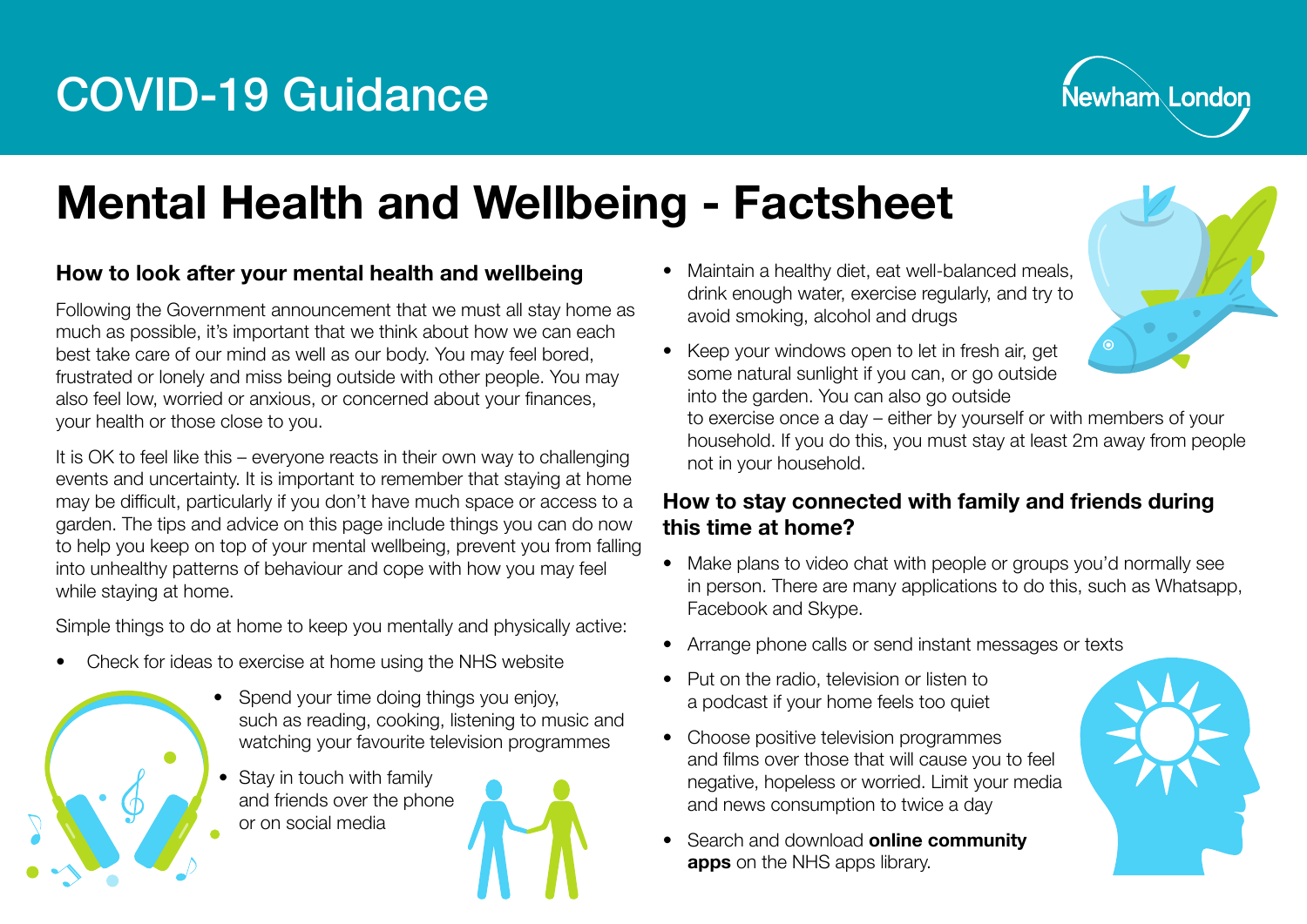COVID-19 Guidance

Newham London

# Mental Health and Wellbeing - Factsheet

## How to look after your mental health and wellbeing

Following the Government announcement that we must all stay home as much as possible, it's important that we think about how we can each best take care of our mind as well as our body. You may feel bored, frustrated or lonely and miss being outside with other people. You may also feel low, worried or anxious, or concerned about your finances, your health or those close to you.

It is OK to feel like this – everyone reacts in their own way to challenging events and uncertainty. It is important to remember that staying at home may be difficult, particularly if you don't have much space or access to a garden. The tips and advice on this page include things you can do now to help you keep on top of your mental wellbeing, prevent you from falling into unhealthy patterns of behaviour and cope with how you may feel while staying at home.

Simple things to do at home to keep you mentally and physically active:

- Check for ideas to exercise at home using the NHS website
- Spend your time doing things you enjoy, such as reading, cooking, listening to music and watching your favourite television programmes
- Stay in touch with family and friends over the phone or on social media
- Maintain a healthy diet, eat well-balanced meals, drink enough water, exercise regularly, and try to avoid smoking, alcohol and drugs
- Keep your windows open to let in fresh air, get some natural sunlight if you can, or go outside into the garden. You can also go outside to exercise once a day – either by yourself or with members of your household. If you do this, you must stay at least 2m away from people not in your household.

## How to stay connected with family and friends during this time at home?

- Make plans to video chat with people or groups you'd normally see in person. There are many applications to do this, such as Whatsapp, Facebook and Skype.
- Arrange phone calls or send instant messages or texts
- Put on the radio, television or listen to a podcast if your home feels too quiet
- Choose positive television programmes and films over those that will cause you to feel negative, hopeless or worried. Limit your media and news consumption to twice a day
- Search and download **online community apps** on the NHS apps library.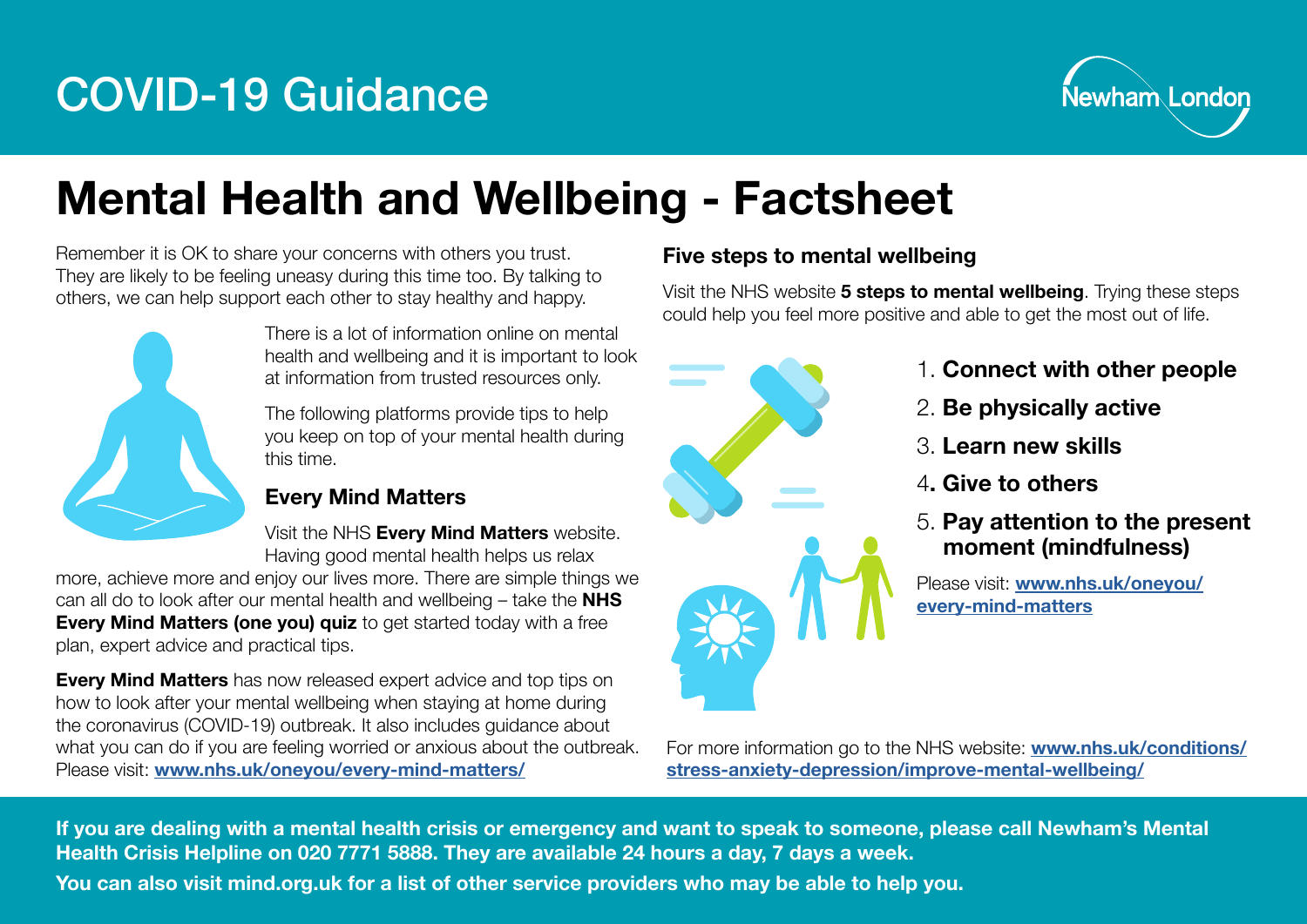# COVID-19 Guidance

Newham London

# Mental Health and Wellbeing - Factsheet

Remember it is OK to share your concerns with others you trust. They are likely to be feeling uneasy during this time too. By talking to others, we can help support each other to stay healthy and happy.

There is a lot of information online on mental health and wellbeing and it is important to look at information from trusted resources only.

The following platforms provide tips to help you keep on top of your mental health during this time.

### Every Mind Matters

Visit the NHS **Every Mind Matters** website. Having good mental health helps us relax more, achieve more and enjoy our lives more. There are simple things we can all do to look after our mental health and wellbeing – take the **NHS Every Mind Matters (one you) quiz** to get started today with a free plan, expert advice and practical tips.

**Every Mind Matters** has now released expert advice and top tips on how to look after your mental wellbeing when staying at home during the coronavirus (COVID-19) outbreak. It also includes guidance about what you can do if you are feeling worried or anxious about the outbreak. Please visit: **www.nhs.uk/oneyou/every-mind-matters/**

### Five steps to mental wellbeing

Visit the NHS website **5 steps to mental wellbeing**. Trying these steps could help you feel more positive and able to get the most out of life.

1. **Connect with other people**
2. **Be physically active**
3. **Learn new skills**
4. **Give to others**
5. **Pay attention to the present moment (mindfulness)**

Please visit: **www.nhs.uk/oneyou/every-mind-matters**

For more information go to the NHS website: **www.nhs.uk/conditions/stress-anxiety-depression/improve-mental-wellbeing/**

**If you are dealing with a mental health crisis or emergency and want to speak to someone, please call Newham's Mental Health Crisis Helpline on 020 7771 5888. They are available 24 hours a day, 7 days a week.**

**You can also visit mind.org.uk for a list of other service providers who may be able to help you.**